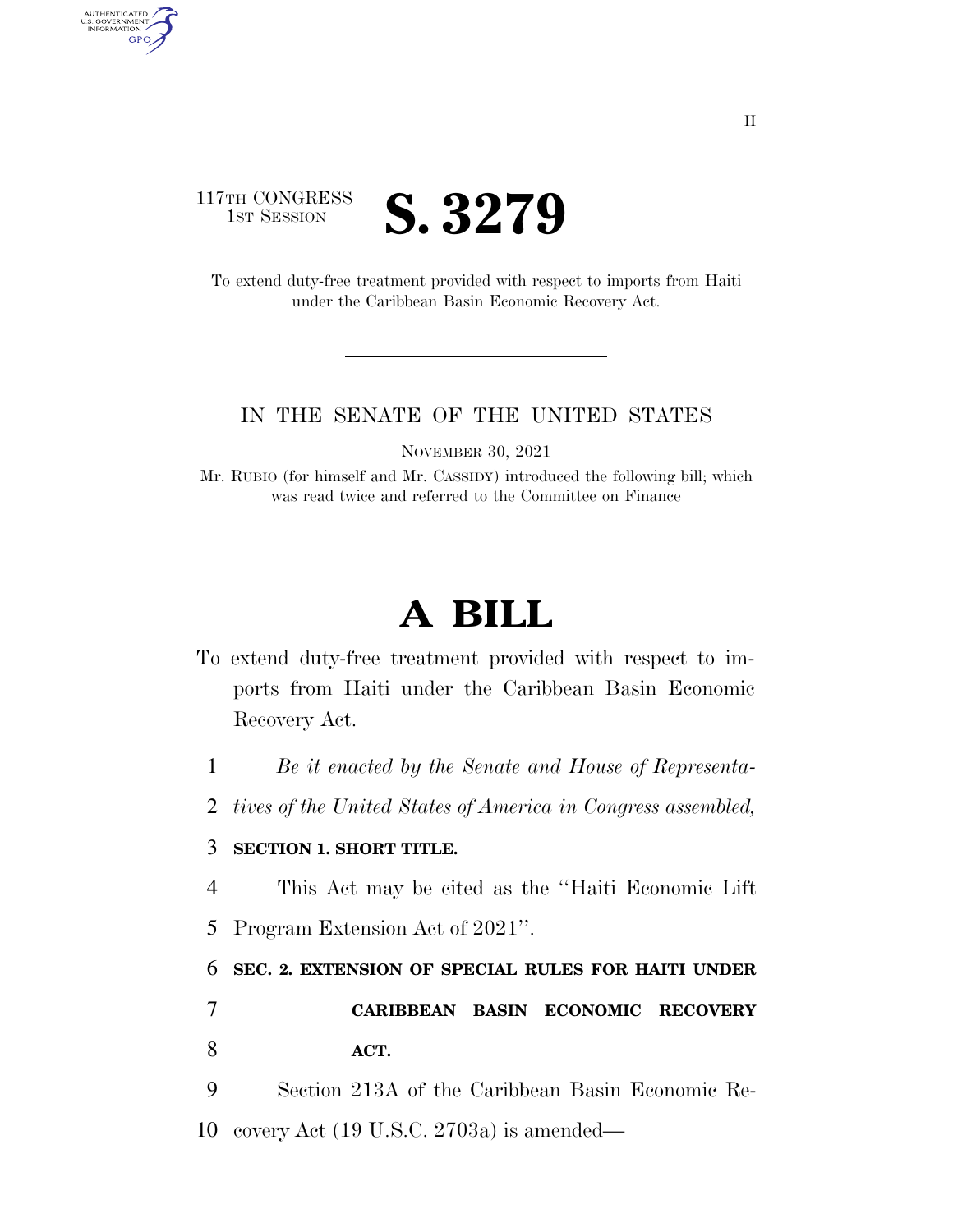117TH CONGRESS
1ST SESSION

# S. 3279

To extend duty-free treatment provided with respect to imports from Haiti under the Caribbean Basin Economic Recovery Act.

IN THE SENATE OF THE UNITED STATES

NOVEMBER 30, 2021

Mr. RUBIO (for himself and Mr. CASSIDY) introduced the following bill; which was read twice and referred to the Committee on Finance

# A BILL

To extend duty-free treatment provided with respect to imports from Haiti under the Caribbean Basin Economic Recovery Act.

1 *Be it enacted by the Senate and House of Representa-*
2 *tives of the United States of America in Congress assembled,*

3 **SECTION 1. SHORT TITLE.**

4 This Act may be cited as the "Haiti Economic Lift
5 Program Extension Act of 2021".

6 **SEC. 2. EXTENSION OF SPECIAL RULES FOR HAITI UNDER**
7 **CARIBBEAN BASIN ECONOMIC RECOVERY**
8 **ACT.**

9 Section 213A of the Caribbean Basin Economic Re-
10 covery Act (19 U.S.C. 2703a) is amended—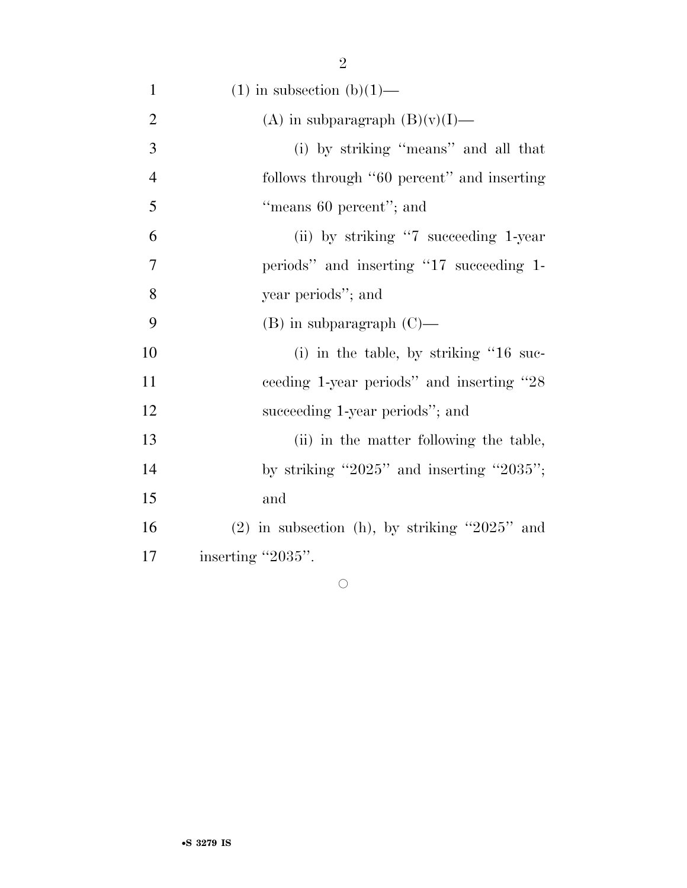(1) in subsection (b)(1)—

(A) in subparagraph (B)(v)(I)—

(i) by striking "means" and all that follows through "60 percent" and inserting "means 60 percent"; and

(ii) by striking "7 succeeding 1-year periods" and inserting "17 succeeding 1-year periods"; and

(B) in subparagraph (C)—

(i) in the table, by striking "16 succeeding 1-year periods" and inserting "28 succeeding 1-year periods"; and

(ii) in the matter following the table, by striking "2025" and inserting "2035"; and

(2) in subsection (h), by striking "2025" and inserting "2035".

○